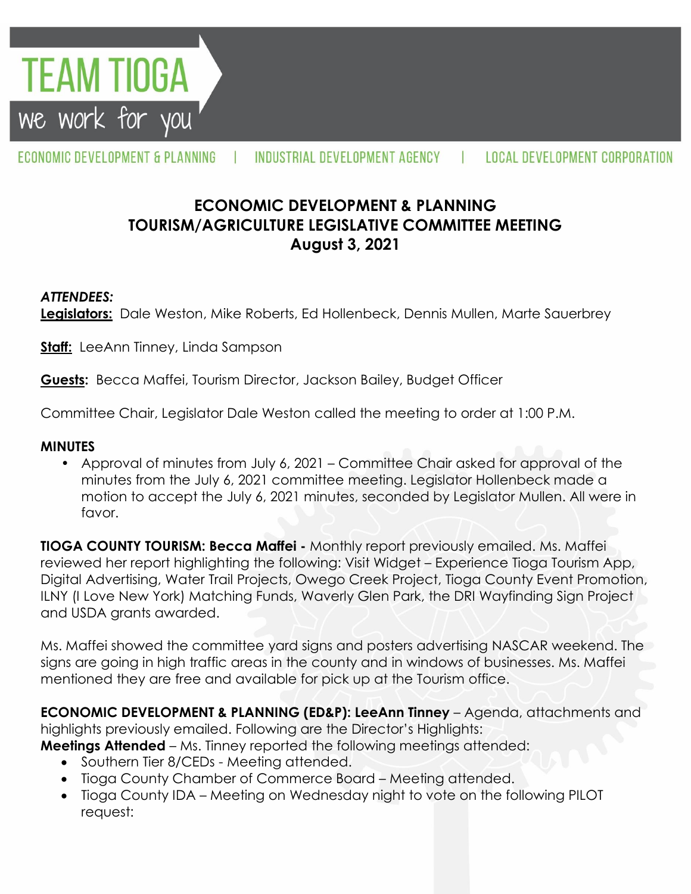TEAM TIOGA

we work for you

ECONOMIC DEVELOPMENT & PLANNING | INDUSTRIAL DEVELOPMENT AGENCY | LOCAL DEVELOPMENT CORPORATION

# ECONOMIC DEVELOPMENT & PLANNING TOURISM/AGRICULTURE LEGISLATIVE COMMITTEE MEETING August 3, 2021

***ATTENDEES:***

**Legislators:** Dale Weston, Mike Roberts, Ed Hollenbeck, Dennis Mullen, Marte Sauerbrey

**Staff:** LeeAnn Tinney, Linda Sampson

**Guests:** Becca Maffei, Tourism Director, Jackson Bailey, Budget Officer

Committee Chair, Legislator Dale Weston called the meeting to order at 1:00 P.M.

**MINUTES**

- Approval of minutes from July 6, 2021 – Committee Chair asked for approval of the minutes from the July 6, 2021 committee meeting. Legislator Hollenbeck made a motion to accept the July 6, 2021 minutes, seconded by Legislator Mullen. All were in favor.

**TIOGA COUNTY TOURISM: Becca Maffei -** Monthly report previously emailed. Ms. Maffei reviewed her report highlighting the following: Visit Widget – Experience Tioga Tourism App, Digital Advertising, Water Trail Projects, Owego Creek Project, Tioga County Event Promotion, ILNY (I Love New York) Matching Funds, Waverly Glen Park, the DRI Wayfinding Sign Project and USDA grants awarded.

Ms. Maffei showed the committee yard signs and posters advertising NASCAR weekend. The signs are going in high traffic areas in the county and in windows of businesses. Ms. Maffei mentioned they are free and available for pick up at the Tourism office.

**ECONOMIC DEVELOPMENT & PLANNING (ED&P): LeeAnn Tinney** – Agenda, attachments and highlights previously emailed. Following are the Director's Highlights:

**Meetings Attended** – Ms. Tinney reported the following meetings attended:

- Southern Tier 8/CEDs - Meeting attended.
- Tioga County Chamber of Commerce Board – Meeting attended.
- Tioga County IDA – Meeting on Wednesday night to vote on the following PILOT request: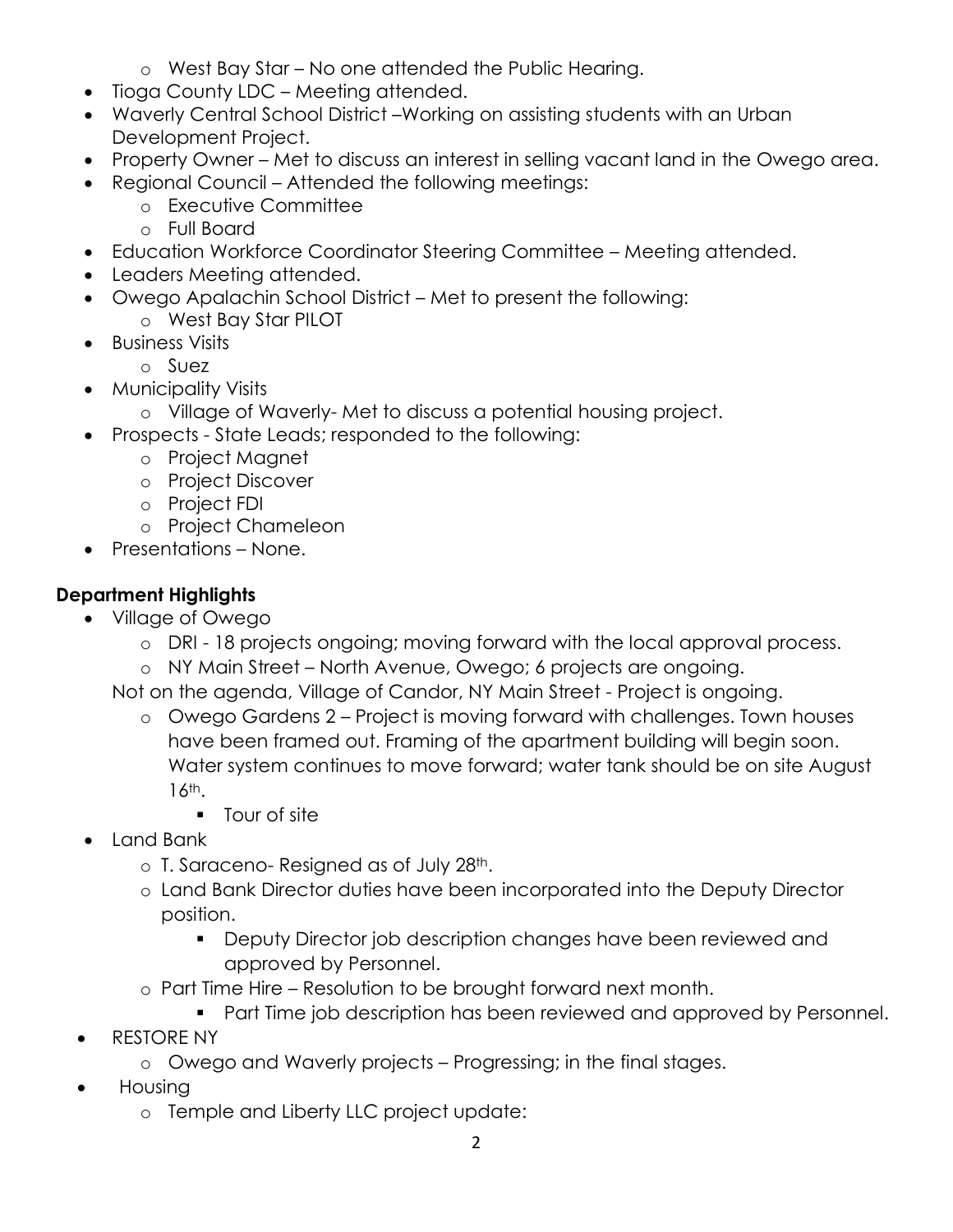- West Bay Star – No one attended the Public Hearing.
- Tioga County LDC – Meeting attended.
- Waverly Central School District –Working on assisting students with an Urban Development Project.
- Property Owner – Met to discuss an interest in selling vacant land in the Owego area.
- Regional Council – Attended the following meetings:
    - Executive Committee
    - Full Board
- Education Workforce Coordinator Steering Committee – Meeting attended.
- Leaders Meeting attended.
- Owego Apalachin School District – Met to present the following:
    - West Bay Star PILOT
- Business Visits
    - Suez
- Municipality Visits
    - Village of Waverly- Met to discuss a potential housing project.
- Prospects - State Leads; responded to the following:
    - Project Magnet
    - Project Discover
    - Project FDI
    - Project Chameleon
- Presentations – None.

**Department Highlights**

- Village of Owego
    - DRI - 18 projects ongoing; moving forward with the local approval process.
    - NY Main Street – North Avenue, Owego; 6 projects are ongoing.

  Not on the agenda, Village of Candor, NY Main Street - Project is ongoing.

    - Owego Gardens 2 – Project is moving forward with challenges. Town houses have been framed out. Framing of the apartment building will begin soon. Water system continues to move forward; water tank should be on site August 16th.
        - Tour of site
- Land Bank
    - T. Saraceno- Resigned as of July 28th.
    - Land Bank Director duties have been incorporated into the Deputy Director position.
        - Deputy Director job description changes have been reviewed and approved by Personnel.
    - Part Time Hire – Resolution to be brought forward next month.
        - Part Time job description has been reviewed and approved by Personnel.
- RESTORE NY
    - Owego and Waverly projects – Progressing; in the final stages.
- Housing
    - Temple and Liberty LLC project update: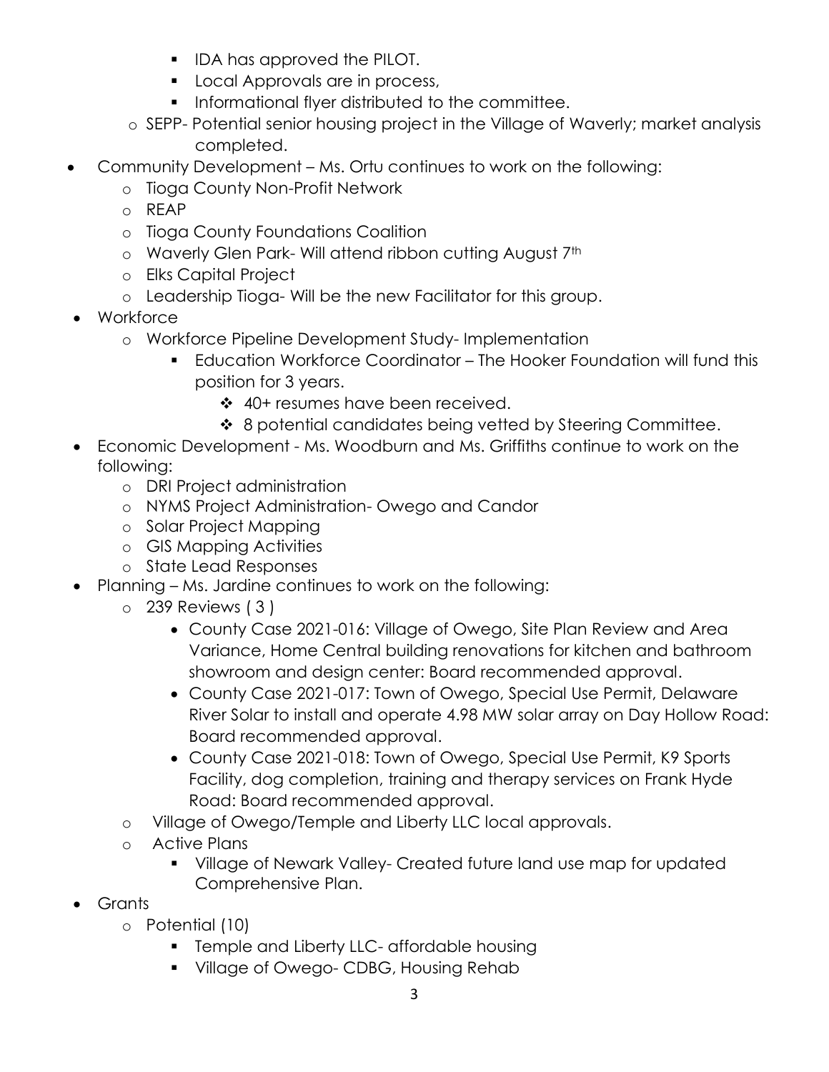- IDA has approved the PILOT.
    - Local Approvals are in process,
    - Informational flyer distributed to the committee.
  - SEPP- Potential senior housing project in the Village of Waverly; market analysis completed.
- Community Development – Ms. Ortu continues to work on the following:
  - Tioga County Non-Profit Network
  - REAP
  - Tioga County Foundations Coalition
  - Waverly Glen Park- Will attend ribbon cutting August 7th
  - Elks Capital Project
  - Leadership Tioga- Will be the new Facilitator for this group.
- Workforce
  - Workforce Pipeline Development Study- Implementation
    - Education Workforce Coordinator – The Hooker Foundation will fund this position for 3 years.
      - 40+ resumes have been received.
      - 8 potential candidates being vetted by Steering Committee.
- Economic Development - Ms. Woodburn and Ms. Griffiths continue to work on the following:
  - DRI Project administration
  - NYMS Project Administration- Owego and Candor
  - Solar Project Mapping
  - GIS Mapping Activities
  - State Lead Responses
- Planning – Ms. Jardine continues to work on the following:
  - 239 Reviews ( 3 )
    - County Case 2021-016: Village of Owego, Site Plan Review and Area Variance, Home Central building renovations for kitchen and bathroom showroom and design center: Board recommended approval.
    - County Case 2021-017: Town of Owego, Special Use Permit, Delaware River Solar to install and operate 4.98 MW solar array on Day Hollow Road: Board recommended approval.
    - County Case 2021-018: Town of Owego, Special Use Permit, K9 Sports Facility, dog completion, training and therapy services on Frank Hyde Road: Board recommended approval.
  - Village of Owego/Temple and Liberty LLC local approvals.
  - Active Plans
    - Village of Newark Valley- Created future land use map for updated Comprehensive Plan.
- Grants
  - Potential (10)
    - Temple and Liberty LLC- affordable housing
    - Village of Owego- CDBG, Housing Rehab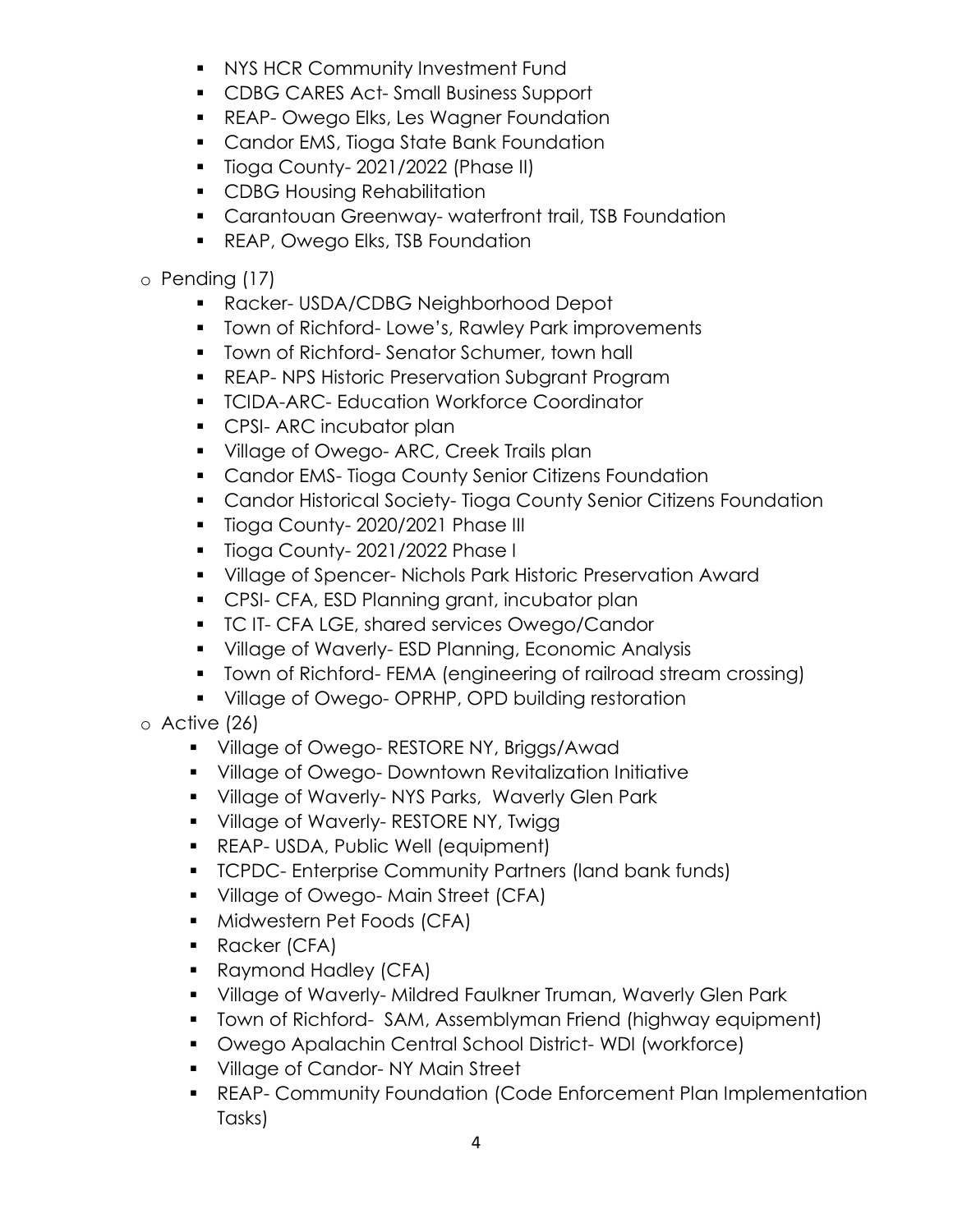- NYS HCR Community Investment Fund
  - CDBG CARES Act- Small Business Support
  - REAP- Owego Elks, Les Wagner Foundation
  - Candor EMS, Tioga State Bank Foundation
  - Tioga County- 2021/2022 (Phase II)
  - CDBG Housing Rehabilitation
  - Carantouan Greenway- waterfront trail, TSB Foundation
  - REAP, Owego Elks, TSB Foundation
- Pending (17)
  - Racker- USDA/CDBG Neighborhood Depot
  - Town of Richford- Lowe's, Rawley Park improvements
  - Town of Richford- Senator Schumer, town hall
  - REAP- NPS Historic Preservation Subgrant Program
  - TCIDA-ARC- Education Workforce Coordinator
  - CPSI- ARC incubator plan
  - Village of Owego- ARC, Creek Trails plan
  - Candor EMS- Tioga County Senior Citizens Foundation
  - Candor Historical Society- Tioga County Senior Citizens Foundation
  - Tioga County- 2020/2021 Phase III
  - Tioga County- 2021/2022 Phase I
  - Village of Spencer- Nichols Park Historic Preservation Award
  - CPSI- CFA, ESD Planning grant, incubator plan
  - TC IT- CFA LGE, shared services Owego/Candor
  - Village of Waverly- ESD Planning, Economic Analysis
  - Town of Richford- FEMA (engineering of railroad stream crossing)
  - Village of Owego- OPRHP, OPD building restoration
- Active (26)
  - Village of Owego- RESTORE NY, Briggs/Awad
  - Village of Owego- Downtown Revitalization Initiative
  - Village of Waverly- NYS Parks, Waverly Glen Park
  - Village of Waverly- RESTORE NY, Twigg
  - REAP- USDA, Public Well (equipment)
  - TCPDC- Enterprise Community Partners (land bank funds)
  - Village of Owego- Main Street (CFA)
  - Midwestern Pet Foods (CFA)
  - Racker (CFA)
  - Raymond Hadley (CFA)
  - Village of Waverly- Mildred Faulkner Truman, Waverly Glen Park
  - Town of Richford- SAM, Assemblyman Friend (highway equipment)
  - Owego Apalachin Central School District- WDI (workforce)
  - Village of Candor- NY Main Street
  - REAP- Community Foundation (Code Enforcement Plan Implementation Tasks)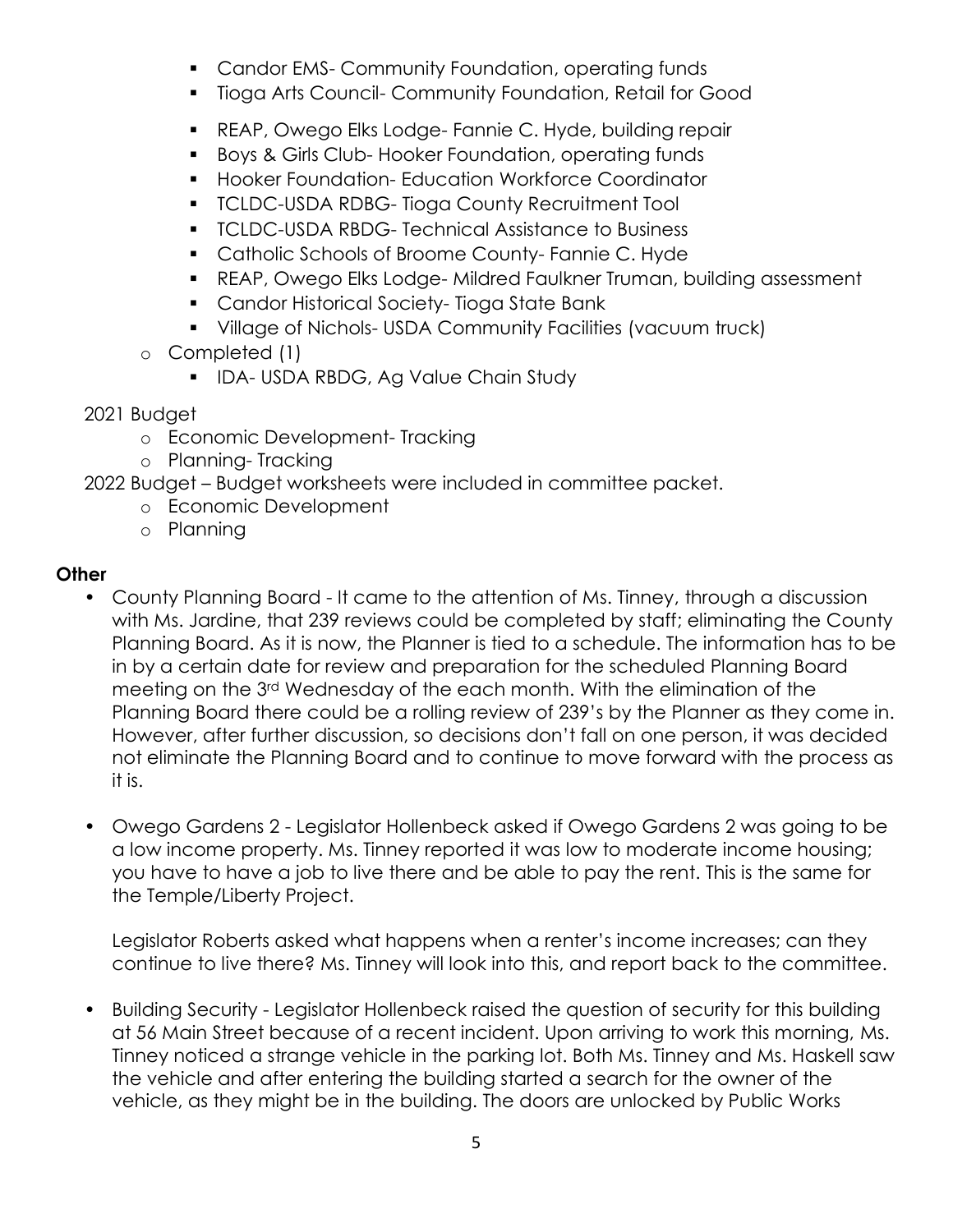- Candor EMS- Community Foundation, operating funds
    - Tioga Arts Council- Community Foundation, Retail for Good
    - REAP, Owego Elks Lodge- Fannie C. Hyde, building repair
    - Boys & Girls Club- Hooker Foundation, operating funds
    - Hooker Foundation- Education Workforce Coordinator
    - TCLDC-USDA RDBG- Tioga County Recruitment Tool
    - TCLDC-USDA RBDG- Technical Assistance to Business
    - Catholic Schools of Broome County- Fannie C. Hyde
    - REAP, Owego Elks Lodge- Mildred Faulkner Truman, building assessment
    - Candor Historical Society- Tioga State Bank
    - Village of Nichols- USDA Community Facilities (vacuum truck)
  - Completed (1)
    - IDA- USDA RBDG, Ag Value Chain Study

2021 Budget

- Economic Development- Tracking
- Planning- Tracking

2022 Budget – Budget worksheets were included in committee packet.

- Economic Development
- Planning

**Other**

- County Planning Board - It came to the attention of Ms. Tinney, through a discussion with Ms. Jardine, that 239 reviews could be completed by staff; eliminating the County Planning Board. As it is now, the Planner is tied to a schedule. The information has to be in by a certain date for review and preparation for the scheduled Planning Board meeting on the 3rd Wednesday of the each month. With the elimination of the Planning Board there could be a rolling review of 239's by the Planner as they come in. However, after further discussion, so decisions don't fall on one person, it was decided not eliminate the Planning Board and to continue to move forward with the process as it is.

- Owego Gardens 2 - Legislator Hollenbeck asked if Owego Gardens 2 was going to be a low income property. Ms. Tinney reported it was low to moderate income housing; you have to have a job to live there and be able to pay the rent. This is the same for the Temple/Liberty Project.

  Legislator Roberts asked what happens when a renter's income increases; can they continue to live there? Ms. Tinney will look into this, and report back to the committee.

- Building Security - Legislator Hollenbeck raised the question of security for this building at 56 Main Street because of a recent incident. Upon arriving to work this morning, Ms. Tinney noticed a strange vehicle in the parking lot. Both Ms. Tinney and Ms. Haskell saw the vehicle and after entering the building started a search for the owner of the vehicle, as they might be in the building. The doors are unlocked by Public Works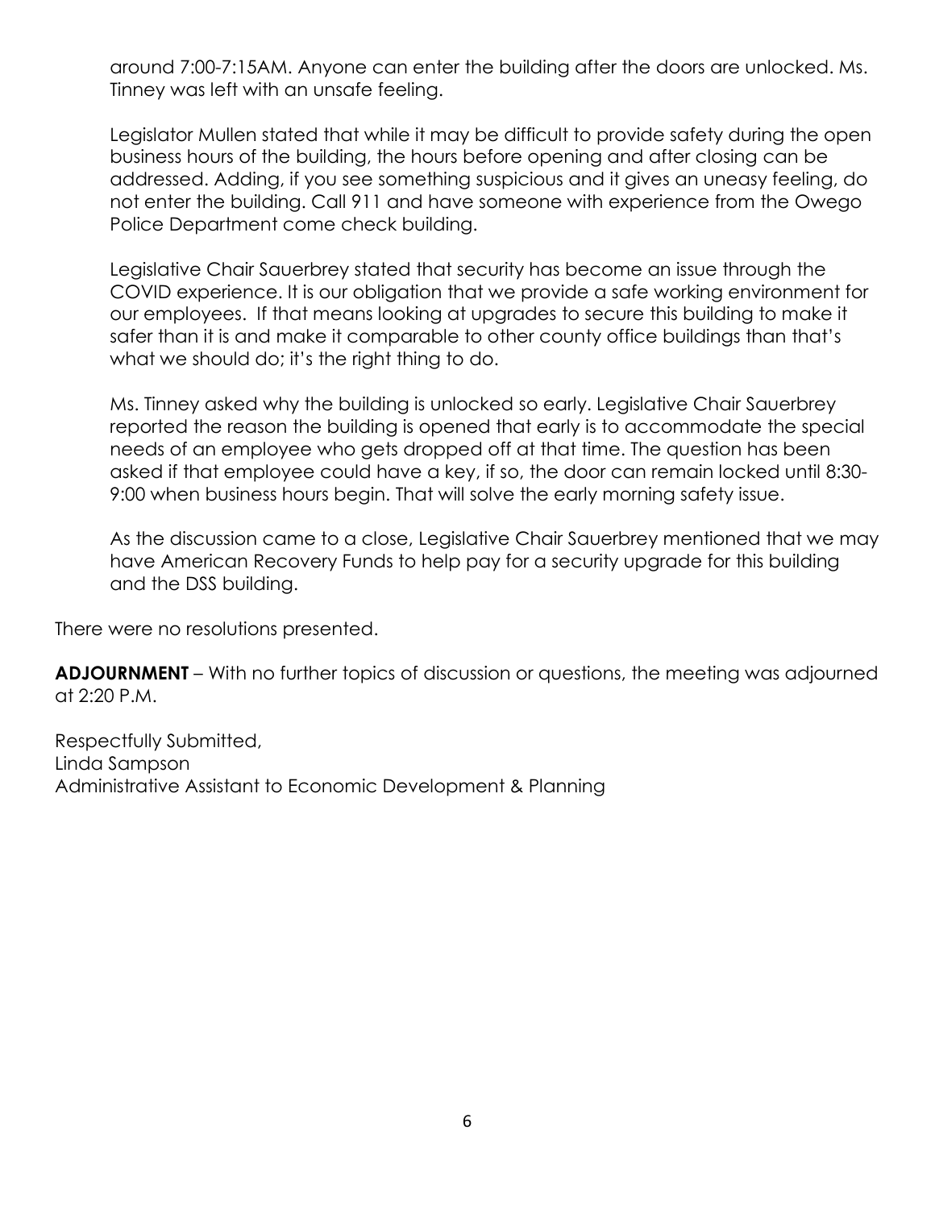around 7:00-7:15AM. Anyone can enter the building after the doors are unlocked. Ms. Tinney was left with an unsafe feeling.

Legislator Mullen stated that while it may be difficult to provide safety during the open business hours of the building, the hours before opening and after closing can be addressed. Adding, if you see something suspicious and it gives an uneasy feeling, do not enter the building. Call 911 and have someone with experience from the Owego Police Department come check building.

Legislative Chair Sauerbrey stated that security has become an issue through the COVID experience. It is our obligation that we provide a safe working environment for our employees. If that means looking at upgrades to secure this building to make it safer than it is and make it comparable to other county office buildings than that's what we should do; it's the right thing to do.

Ms. Tinney asked why the building is unlocked so early. Legislative Chair Sauerbrey reported the reason the building is opened that early is to accommodate the special needs of an employee who gets dropped off at that time. The question has been asked if that employee could have a key, if so, the door can remain locked until 8:30-9:00 when business hours begin. That will solve the early morning safety issue.

As the discussion came to a close, Legislative Chair Sauerbrey mentioned that we may have American Recovery Funds to help pay for a security upgrade for this building and the DSS building.

There were no resolutions presented.

**ADJOURNMENT** – With no further topics of discussion or questions, the meeting was adjourned at 2:20 P.M.

Respectfully Submitted,
Linda Sampson
Administrative Assistant to Economic Development & Planning